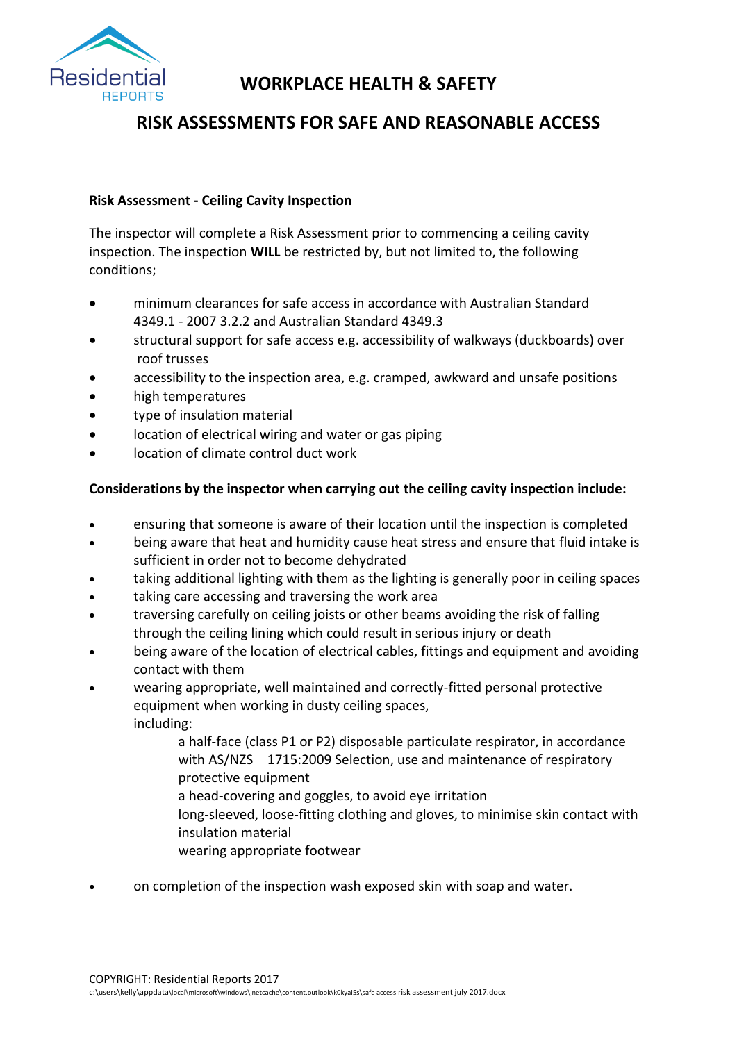# WORKPLACE HEALTH & SAFETY

## RISK ASSESSMENTS FOR SAFE AND REASONABLE ACCESS

**Risk Assessment - Ceiling Cavity Inspection**

The inspector will complete a Risk Assessment prior to commencing a ceiling cavity inspection. The inspection **WILL** be restricted by, but not limited to, the following conditions;

- minimum clearances for safe access in accordance with Australian Standard 4349.1 - 2007 3.2.2 and Australian Standard 4349.3
- structural support for safe access e.g. accessibility of walkways (duckboards) over roof trusses
- accessibility to the inspection area, e.g. cramped, awkward and unsafe positions
- high temperatures
- type of insulation material
- location of electrical wiring and water or gas piping
- location of climate control duct work

**Considerations by the inspector when carrying out the ceiling cavity inspection include:**

- ensuring that someone is aware of their location until the inspection is completed
- being aware that heat and humidity cause heat stress and ensure that fluid intake is sufficient in order not to become dehydrated
- taking additional lighting with them as the lighting is generally poor in ceiling spaces
- taking care accessing and traversing the work area
- traversing carefully on ceiling joists or other beams avoiding the risk of falling through the ceiling lining which could result in serious injury or death
- being aware of the location of electrical cables, fittings and equipment and avoiding contact with them
- wearing appropriate, well maintained and correctly-fitted personal protective equipment when working in dusty ceiling spaces, including:
  - a half-face (class P1 or P2) disposable particulate respirator, in accordance with AS/NZS 1715:2009 Selection, use and maintenance of respiratory protective equipment
  - a head-covering and goggles, to avoid eye irritation
  - long-sleeved, loose-fitting clothing and gloves, to minimise skin contact with insulation material
  - wearing appropriate footwear
- on completion of the inspection wash exposed skin with soap and water.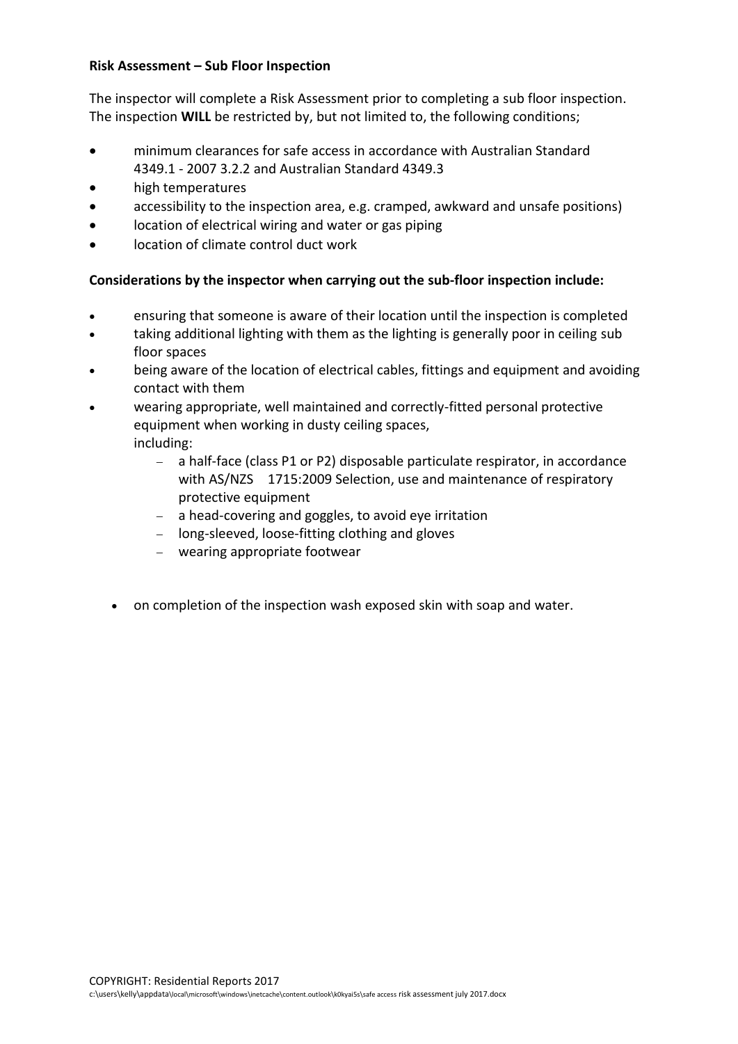**Risk Assessment – Sub Floor Inspection**

The inspector will complete a Risk Assessment prior to completing a sub floor inspection. The inspection **WILL** be restricted by, but not limited to, the following conditions;

- minimum clearances for safe access in accordance with Australian Standard 4349.1 - 2007 3.2.2 and Australian Standard 4349.3
- high temperatures
- accessibility to the inspection area, e.g. cramped, awkward and unsafe positions)
- location of electrical wiring and water or gas piping
- location of climate control duct work

**Considerations by the inspector when carrying out the sub-floor inspection include:**

- ensuring that someone is aware of their location until the inspection is completed
- taking additional lighting with them as the lighting is generally poor in ceiling sub floor spaces
- being aware of the location of electrical cables, fittings and equipment and avoiding contact with them
- wearing appropriate, well maintained and correctly-fitted personal protective equipment when working in dusty ceiling spaces, including:
  - a half-face (class P1 or P2) disposable particulate respirator, in accordance with AS/NZS 1715:2009 Selection, use and maintenance of respiratory protective equipment
  - a head-covering and goggles, to avoid eye irritation
  - long-sleeved, loose-fitting clothing and gloves
  - wearing appropriate footwear

- on completion of the inspection wash exposed skin with soap and water.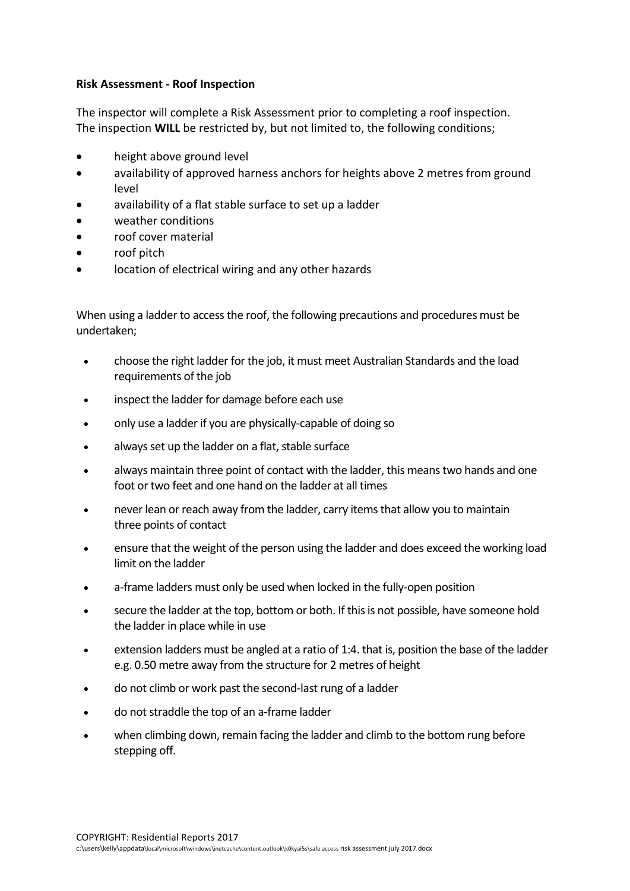**Risk Assessment - Roof Inspection**

The inspector will complete a Risk Assessment prior to completing a roof inspection.
The inspection **WILL** be restricted by, but not limited to, the following conditions;

- height above ground level
- availability of approved harness anchors for heights above 2 metres from ground level
- availability of a flat stable surface to set up a ladder
- weather conditions
- roof cover material
- roof pitch
- location of electrical wiring and any other hazards

When using a ladder to access the roof, the following precautions and procedures must be undertaken;

- choose the right ladder for the job, it must meet Australian Standards and the load requirements of the job
- inspect the ladder for damage before each use
- only use a ladder if you are physically-capable of doing so
- always set up the ladder on a flat, stable surface
- always maintain three point of contact with the ladder, this means two hands and one foot or two feet and one hand on the ladder at all times
- never lean or reach away from the ladder, carry items that allow you to maintain three points of contact
- ensure that the weight of the person using the ladder and does exceed the working load limit on the ladder
- a-frame ladders must only be used when locked in the fully-open position
- secure the ladder at the top, bottom or both. If this is not possible, have someone hold the ladder in place while in use
- extension ladders must be angled at a ratio of 1:4. that is, position the base of the ladder e.g. 0.50 metre away from the structure for 2 metres of height
- do not climb or work past the second-last rung of a ladder
- do not straddle the top of an a-frame ladder
- when climbing down, remain facing the ladder and climb to the bottom rung before stepping off.

COPYRIGHT: Residential Reports 2017
c:\users\kelly\appdata\local\microsoft\windows\inetcache\content.outlook\k0kyai5s\safe access risk assessment july 2017.docx